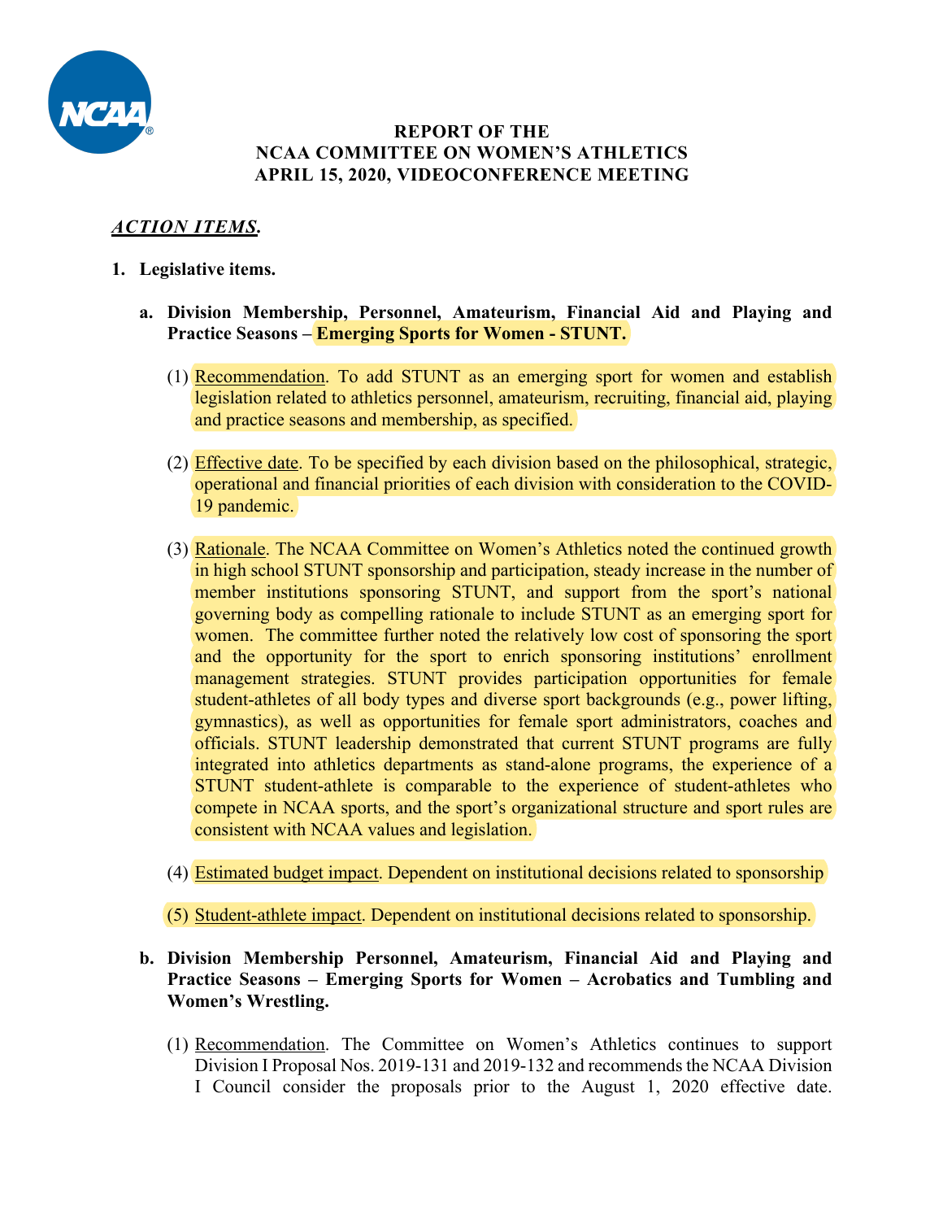# REPORT OF THE NCAA COMMITTEE ON WOMEN'S ATHLETICS APRIL 15, 2020, VIDEOCONFERENCE MEETING

***ACTION ITEMS.***

1. **Legislative items.**

   a. **Division Membership, Personnel, Amateurism, Financial Aid and Playing and Practice Seasons – Emerging Sports for Women - STUNT.**

      (1) Recommendation. To add STUNT as an emerging sport for women and establish legislation related to athletics personnel, amateurism, recruiting, financial aid, playing and practice seasons and membership, as specified.

      (2) Effective date. To be specified by each division based on the philosophical, strategic, operational and financial priorities of each division with consideration to the COVID-19 pandemic.

      (3) Rationale. The NCAA Committee on Women's Athletics noted the continued growth in high school STUNT sponsorship and participation, steady increase in the number of member institutions sponsoring STUNT, and support from the sport's national governing body as compelling rationale to include STUNT as an emerging sport for women. The committee further noted the relatively low cost of sponsoring the sport and the opportunity for the sport to enrich sponsoring institutions' enrollment management strategies. STUNT provides participation opportunities for female student-athletes of all body types and diverse sport backgrounds (e.g., power lifting, gymnastics), as well as opportunities for female sport administrators, coaches and officials. STUNT leadership demonstrated that current STUNT programs are fully integrated into athletics departments as stand-alone programs, the experience of a STUNT student-athlete is comparable to the experience of student-athletes who compete in NCAA sports, and the sport's organizational structure and sport rules are consistent with NCAA values and legislation.

      (4) Estimated budget impact. Dependent on institutional decisions related to sponsorship

      (5) Student-athlete impact. Dependent on institutional decisions related to sponsorship.

   b. **Division Membership Personnel, Amateurism, Financial Aid and Playing and Practice Seasons – Emerging Sports for Women – Acrobatics and Tumbling and Women's Wrestling.**

      (1) Recommendation. The Committee on Women's Athletics continues to support Division I Proposal Nos. 2019-131 and 2019-132 and recommends the NCAA Division I Council consider the proposals prior to the August 1, 2020 effective date.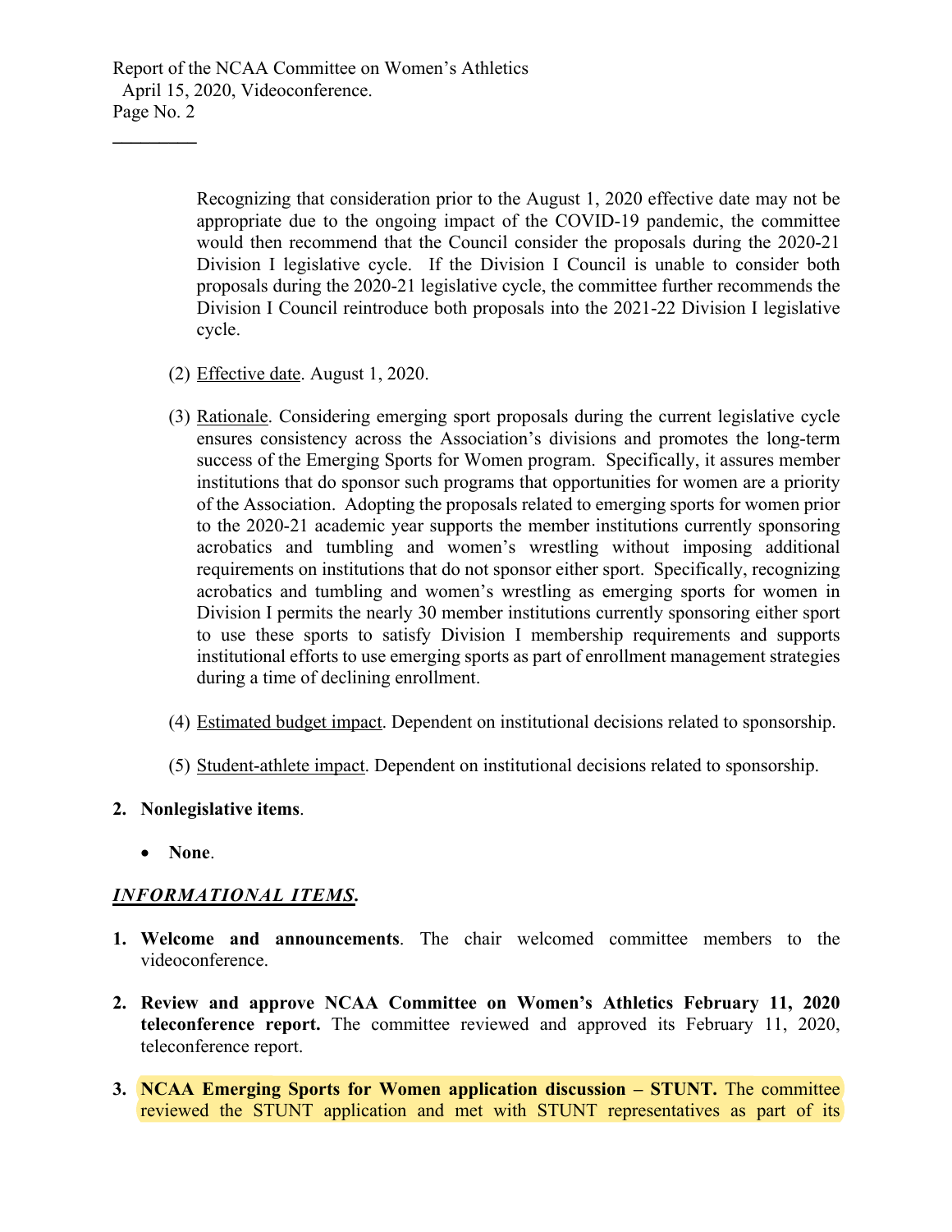Recognizing that consideration prior to the August 1, 2020 effective date may not be appropriate due to the ongoing impact of the COVID-19 pandemic, the committee would then recommend that the Council consider the proposals during the 2020-21 Division I legislative cycle. If the Division I Council is unable to consider both proposals during the 2020-21 legislative cycle, the committee further recommends the Division I Council reintroduce both proposals into the 2021-22 Division I legislative cycle.

(2) Effective date. August 1, 2020.

(3) Rationale. Considering emerging sport proposals during the current legislative cycle ensures consistency across the Association's divisions and promotes the long-term success of the Emerging Sports for Women program. Specifically, it assures member institutions that do sponsor such programs that opportunities for women are a priority of the Association. Adopting the proposals related to emerging sports for women prior to the 2020-21 academic year supports the member institutions currently sponsoring acrobatics and tumbling and women's wrestling without imposing additional requirements on institutions that do not sponsor either sport. Specifically, recognizing acrobatics and tumbling and women's wrestling as emerging sports for women in Division I permits the nearly 30 member institutions currently sponsoring either sport to use these sports to satisfy Division I membership requirements and supports institutional efforts to use emerging sports as part of enrollment management strategies during a time of declining enrollment.

(4) Estimated budget impact. Dependent on institutional decisions related to sponsorship.

(5) Student-athlete impact. Dependent on institutional decisions related to sponsorship.

2. **Nonlegislative items**.

   - **None**.

## *INFORMATIONAL ITEMS.*

1. **Welcome and announcements**. The chair welcomed committee members to the videoconference.

2. **Review and approve NCAA Committee on Women's Athletics February 11, 2020 teleconference report.** The committee reviewed and approved its February 11, 2020, teleconference report.

3. **NCAA Emerging Sports for Women application discussion – STUNT.** The committee reviewed the STUNT application and met with STUNT representatives as part of its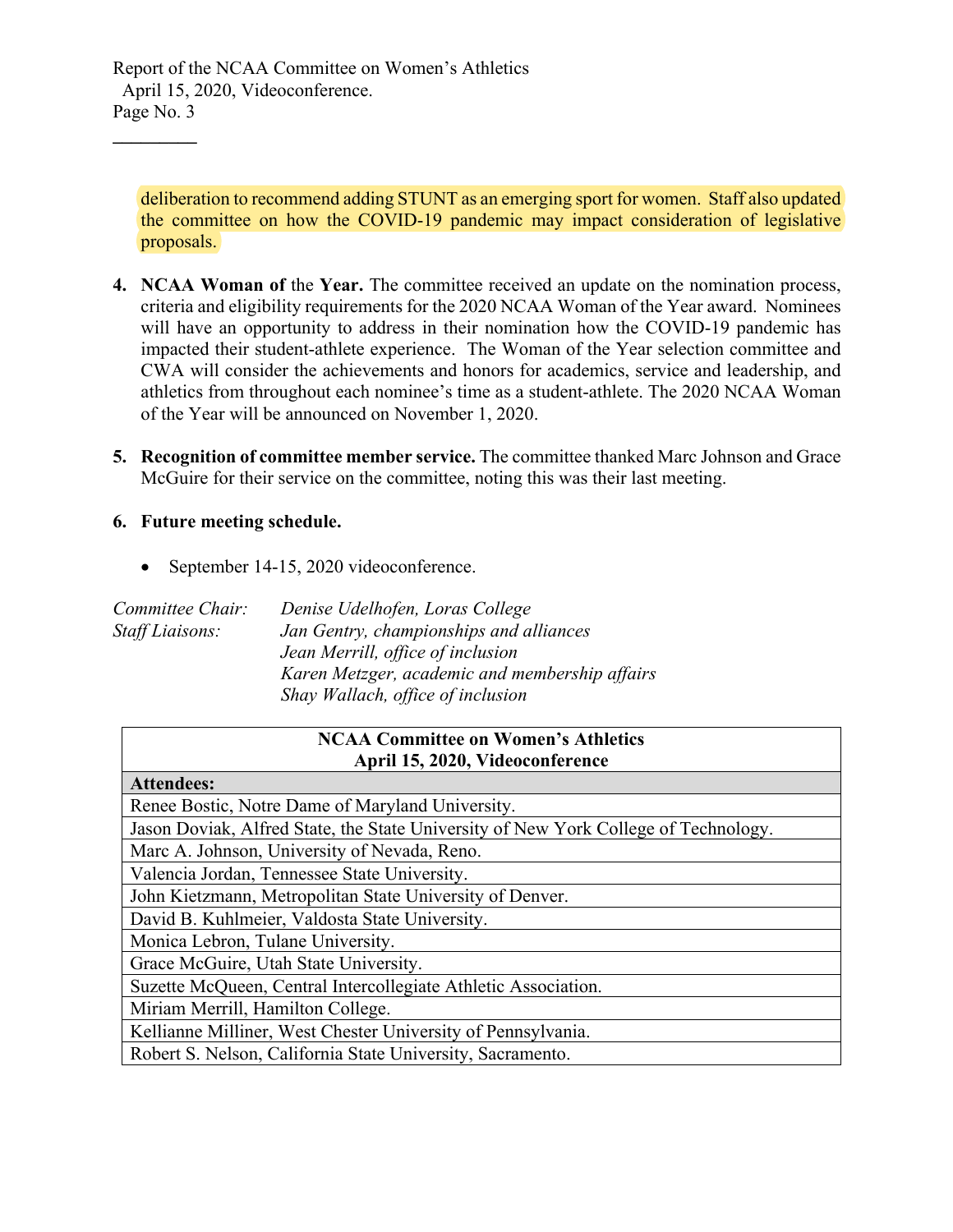deliberation to recommend adding STUNT as an emerging sport for women. Staff also updated the committee on how the COVID-19 pandemic may impact consideration of legislative proposals.

4. **NCAA Woman of the Year.** The committee received an update on the nomination process, criteria and eligibility requirements for the 2020 NCAA Woman of the Year award. Nominees will have an opportunity to address in their nomination how the COVID-19 pandemic has impacted their student-athlete experience. The Woman of the Year selection committee and CWA will consider the achievements and honors for academics, service and leadership, and athletics from throughout each nominee's time as a student-athlete. The 2020 NCAA Woman of the Year will be announced on November 1, 2020.

5. **Recognition of committee member service.** The committee thanked Marc Johnson and Grace McGuire for their service on the committee, noting this was their last meeting.

6. **Future meeting schedule.**

   - September 14-15, 2020 videoconference.

*Committee Chair:* *Denise Udelhofen, Loras College*
*Staff Liaisons:* *Jan Gentry, championships and alliances*
*Jean Merrill, office of inclusion*
*Karen Metzger, academic and membership affairs*
*Shay Wallach, office of inclusion*

| NCAA Committee on Women's Athletics April 15, 2020, Videoconference |
|---|
| **Attendees:** |
| Renee Bostic, Notre Dame of Maryland University. |
| Jason Doviak, Alfred State, the State University of New York College of Technology. |
| Marc A. Johnson, University of Nevada, Reno. |
| Valencia Jordan, Tennessee State University. |
| John Kietzmann, Metropolitan State University of Denver. |
| David B. Kuhlmeier, Valdosta State University. |
| Monica Lebron, Tulane University. |
| Grace McGuire, Utah State University. |
| Suzette McQueen, Central Intercollegiate Athletic Association. |
| Miriam Merrill, Hamilton College. |
| Kellianne Milliner, West Chester University of Pennsylvania. |
| Robert S. Nelson, California State University, Sacramento. |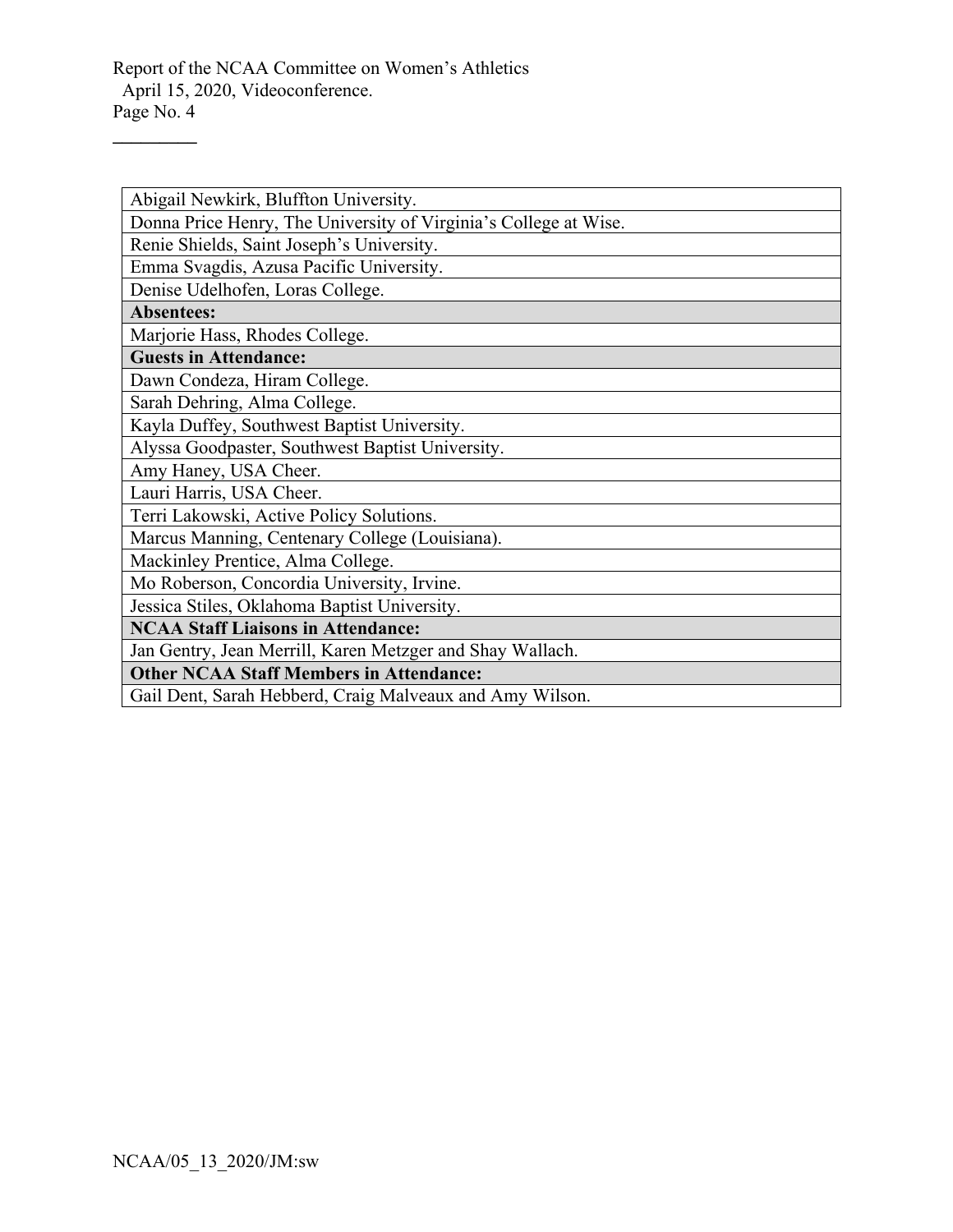| |
|---|
| Abigail Newkirk, Bluffton University. |
| Donna Price Henry, The University of Virginia's College at Wise. |
| Renie Shields, Saint Joseph's University. |
| Emma Svagdis, Azusa Pacific University. |
| Denise Udelhofen, Loras College. |
| **Absentees:** |
| Marjorie Hass, Rhodes College. |
| **Guests in Attendance:** |
| Dawn Condeza, Hiram College. |
| Sarah Dehring, Alma College. |
| Kayla Duffey, Southwest Baptist University. |
| Alyssa Goodpaster, Southwest Baptist University. |
| Amy Haney, USA Cheer. |
| Lauri Harris, USA Cheer. |
| Terri Lakowski, Active Policy Solutions. |
| Marcus Manning, Centenary College (Louisiana). |
| Mackinley Prentice, Alma College. |
| Mo Roberson, Concordia University, Irvine. |
| Jessica Stiles, Oklahoma Baptist University. |
| **NCAA Staff Liaisons in Attendance:** |
| Jan Gentry, Jean Merrill, Karen Metzger and Shay Wallach. |
| **Other NCAA Staff Members in Attendance:** |
| Gail Dent, Sarah Hebberd, Craig Malveaux and Amy Wilson. |

NCAA/05_13_2020/JM:sw